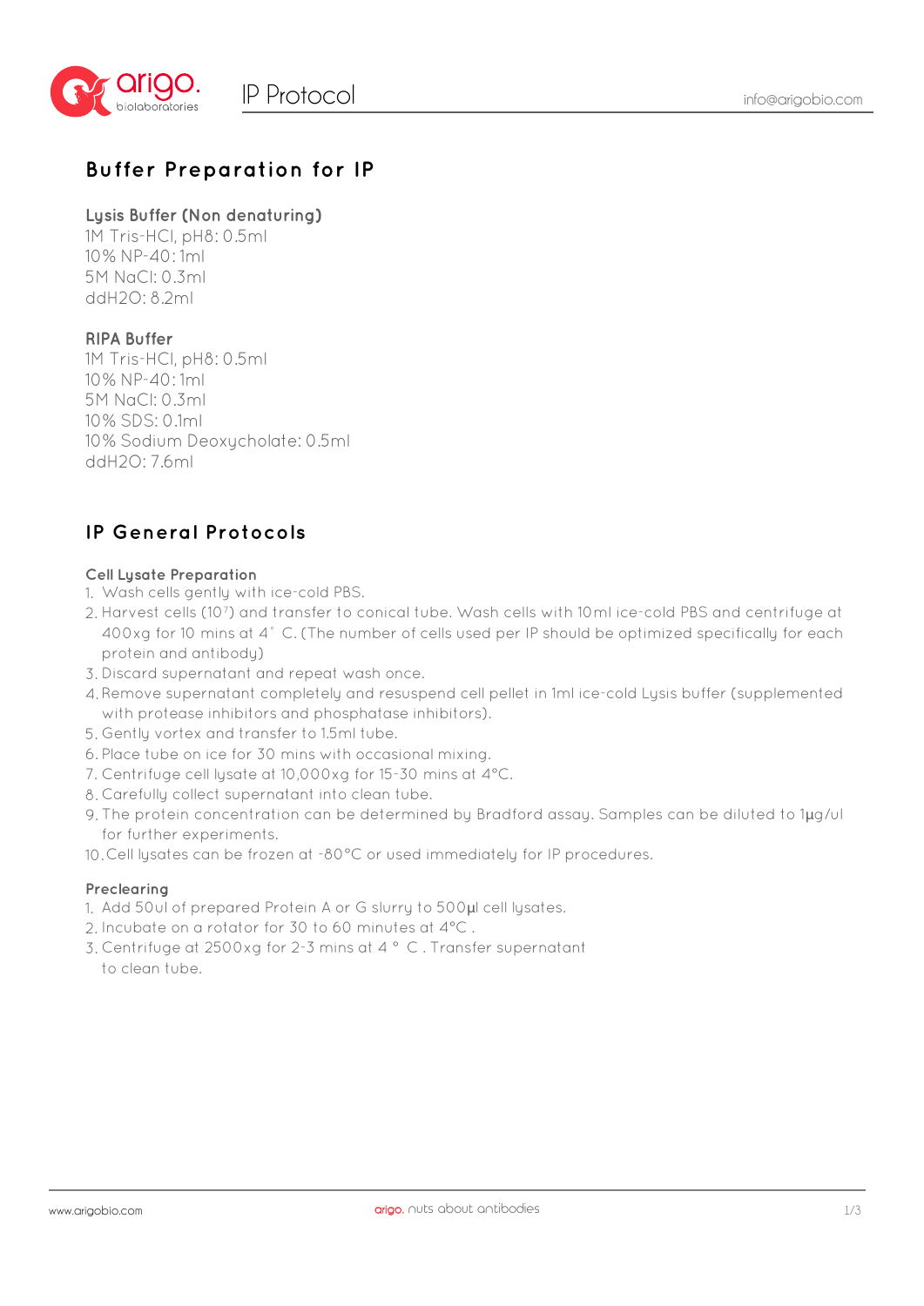# Buffer Preparation for IP

### Lysis Buffer (Non denaturing)

1M Tris-HCl, pH8: 0.5ml
10% NP-40: 1ml
5M NaCl: 0.3ml
ddH2O: 8.2ml

### RIPA Buffer

1M Tris-HCl, pH8: 0.5ml
10% NP-40: 1ml
5M NaCl: 0.3ml
10% SDS: 0.1ml
10% Sodium Deoxycholate: 0.5ml
ddH2O: 7.6ml

# IP General Protocols

### Cell Lysate Preparation

1. Wash cells gently with ice-cold PBS.
2. Harvest cells ($10^7$) and transfer to conical tube. Wash cells with 10ml ice-cold PBS and centrifuge at 400xg for 10 mins at 4° C. (The number of cells used per IP should be optimized specifically for each protein and antibody)
3. Discard supernatant and repeat wash once.
4. Remove supernatant completely and resuspend cell pellet in 1ml ice-cold Lysis buffer (supplemented with protease inhibitors and phosphatase inhibitors).
5. Gently vortex and transfer to 1.5ml tube.
6. Place tube on ice for 30 mins with occasional mixing.
7. Centrifuge cell lysate at 10,000xg for 15-30 mins at 4°C.
8. Carefully collect supernatant into clean tube.
9. The protein concentration can be determined by Bradford assay. Samples can be diluted to 1µg/ul for further experiments.
10. Cell lysates can be frozen at -80°C or used immediately for IP procedures.

### Preclearing

1. Add 50ul of prepared Protein A or G slurry to 500µl cell lysates.
2. Incubate on a rotator for 30 to 60 minutes at 4°C .
3. Centrifuge at 2500xg for 2-3 mins at 4 ° C . Transfer supernatant to clean tube.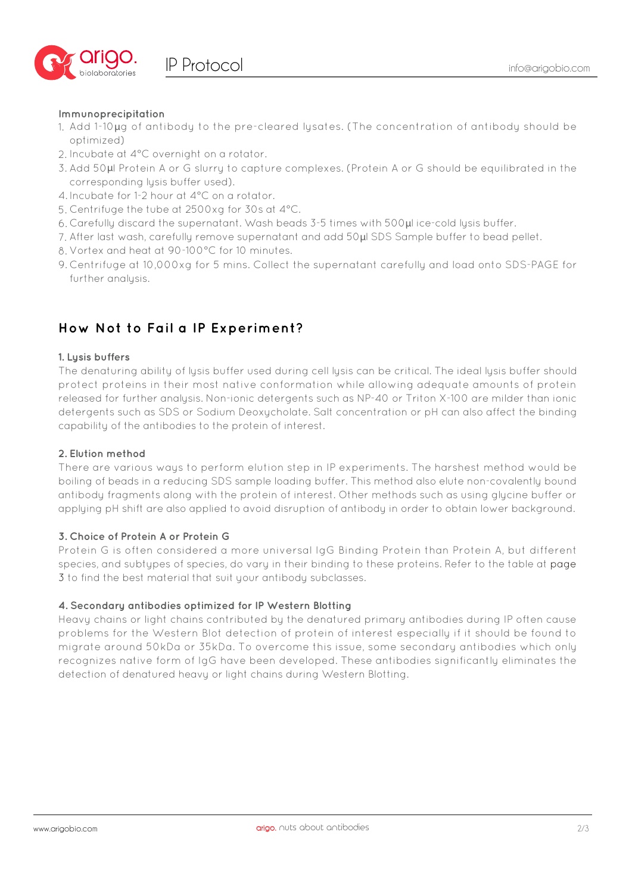**Immunoprecipitation**

1. Add 1-10µg of antibody to the pre-cleared lysates. (The concentration of antibody should be optimized)
2. Incubate at 4°C overnight on a rotator.
3. Add 50µl Protein A or G slurry to capture complexes. (Protein A or G should be equilibrated in the corresponding lysis buffer used).
4. Incubate for 1-2 hour at 4°C on a rotator.
5. Centrifuge the tube at 2500xg for 30s at 4°C.
6. Carefully discard the supernatant. Wash beads 3-5 times with 500µl ice-cold lysis buffer.
7. After last wash, carefully remove supernatant and add 50µl SDS Sample buffer to bead pellet.
8. Vortex and heat at 90-100°C for 10 minutes.
9. Centrifuge at 10,000xg for 5 mins. Collect the supernatant carefully and load onto SDS-PAGE for further analysis.

## How Not to Fail a IP Experiment?

**1. Lysis buffers**

The denaturing ability of lysis buffer used during cell lysis can be critical. The ideal lysis buffer should protect proteins in their most native conformation while allowing adequate amounts of protein released for further analysis. Non-ionic detergents such as NP-40 or Triton X-100 are milder than ionic detergents such as SDS or Sodium Deoxycholate. Salt concentration or pH can also affect the binding capability of the antibodies to the protein of interest.

**2. Elution method**

There are various ways to perform elution step in IP experiments. The harshest method would be boiling of beads in a reducing SDS sample loading buffer. This method also elute non-covalently bound antibody fragments along with the protein of interest. Other methods such as using glycine buffer or applying pH shift are also applied to avoid disruption of antibody in order to obtain lower background.

**3. Choice of Protein A or Protein G**

Protein G is often considered a more universal IgG Binding Protein than Protein A, but different species, and subtypes of species, do vary in their binding to these proteins. Refer to the table at page 3 to find the best material that suit your antibody subclasses.

**4. Secondary antibodies optimized for IP Western Blotting**

Heavy chains or light chains contributed by the denatured primary antibodies during IP often cause problems for the Western Blot detection of protein of interest especially if it should be found to migrate around 50kDa or 35kDa. To overcome this issue, some secondary antibodies which only recognizes native form of IgG have been developed. These antibodies significantly eliminates the detection of denatured heavy or light chains during Western Blotting.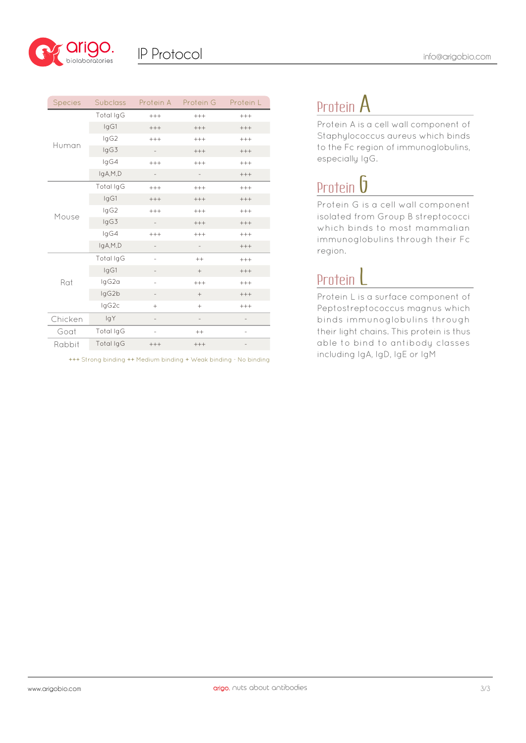| Species | Subclass | Protein A | Protein G | Protein L |
|---|---|---|---|---|
| Human | Total IgG | +++ | +++ | +++ |
| | IgG1 | +++ | +++ | +++ |
| | IgG2 | +++ | +++ | +++ |
| | IgG3 | - | +++ | +++ |
| | IgG4 | +++ | +++ | +++ |
| | IgA,M,D | - | - | +++ |
| Mouse | Total IgG | +++ | +++ | +++ |
| | IgG1 | +++ | +++ | +++ |
| | IgG2 | +++ | +++ | +++ |
| | IgG3 | - | +++ | +++ |
| | IgG4 | +++ | +++ | +++ |
| | IgA,M,D | - | - | +++ |
| Rat | Total IgG | - | ++ | +++ |
| | IgG1 | - | + | +++ |
| | IgG2a | - | +++ | +++ |
| | IgG2b | - | + | +++ |
| | IgG2c | + | + | +++ |
| Chicken | IgY | - | - | - |
| Goat | Total IgG | - | ++ | - |
| Rabbit | Total IgG | +++ | +++ | - |

+++ Strong binding ++ Medium binding + Weak binding - No binding

## Protein A

Protein A is a cell wall component of Staphylococcus aureus which binds to the Fc region of immunoglobulins, especially IgG.

## Protein G

Protein G is a cell wall component isolated from Group B streptococci which binds to most mammalian immunoglobulins through their Fc region.

## Protein L

Protein L is a surface component of Peptostreptococcus magnus which binds immunoglobulins through their light chains. This protein is thus able to bind to antibody classes including IgA, IgD, IgE or IgM